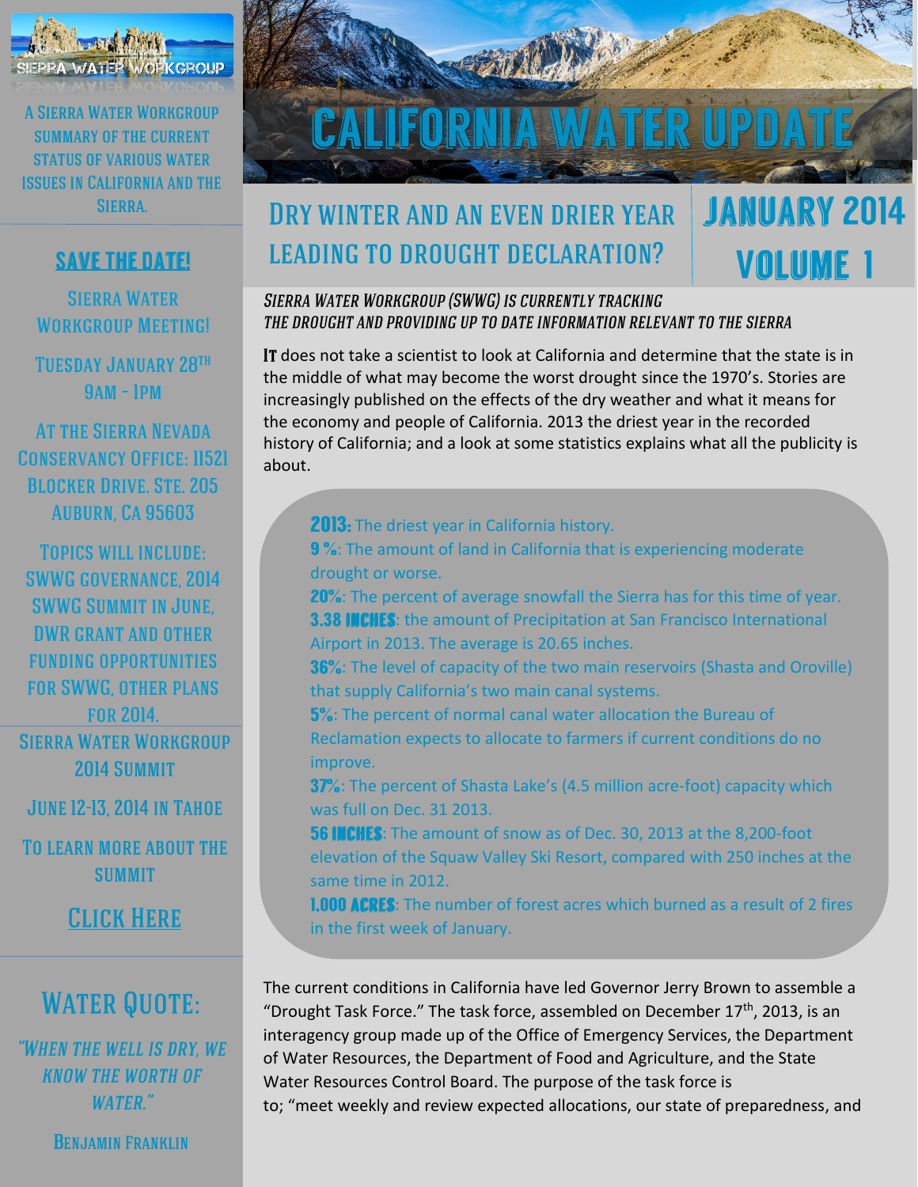# CALIFORNIA WATER UPDATE

## Dry winter and an even drier year leading to drought declaration?

## JANUARY 2014 VOLUME 1

*Sierra Water Workgroup (SWWG) is currently tracking the drought and providing up to date information relevant to the Sierra*

It does not take a scientist to look at California and determine that the state is in the middle of what may become the worst drought since the 1970's. Stories are increasingly published on the effects of the dry weather and what it means for the economy and people of California. 2013 the driest year in the recorded history of California; and a look at some statistics explains what all the publicity is about.

**2013:** The driest year in California history.
**9 %**: The amount of land in California that is experiencing moderate drought or worse.
**20%**: The percent of average snowfall the Sierra has for this time of year.
**3.38 inches**: the amount of Precipitation at San Francisco International Airport in 2013. The average is 20.65 inches.
**36%**: The level of capacity of the two main reservoirs (Shasta and Oroville) that supply California's two main canal systems.
**5%**: The percent of normal canal water allocation the Bureau of Reclamation expects to allocate to farmers if current conditions do no improve.
**37%**: The percent of Shasta Lake's (4.5 million acre-foot) capacity which was full on Dec. 31 2013.
**56 inches**: The amount of snow as of Dec. 30, 2013 at the 8,200-foot elevation of the Squaw Valley Ski Resort, compared with 250 inches at the same time in 2012.
**1,000 acres**: The number of forest acres which burned as a result of 2 fires in the first week of January.

The current conditions in California have led Governor Jerry Brown to assemble a "Drought Task Force." The task force, assembled on December 17th, 2013, is an interagency group made up of the Office of Emergency Services, the Department of Water Resources, the Department of Food and Agriculture, and the State Water Resources Control Board. The purpose of the task force is to; "meet weekly and review expected allocations, our state of preparedness, and

A Sierra Water Workgroup summary of the current status of various water issues in California and the Sierra.

## SAVE THE DATE!

Sierra Water Workgroup Meeting!

Tuesday January 28th 9am - 1pm

At the Sierra Nevada Conservancy Office: 11521 Blocker Drive. Ste. 205 Auburn, Ca 95603

Topics will include: SWWG governance, 2014 SWWG Summit in June, DWR grant and other funding opportunities for SWWG, other plans for 2014.

Sierra Water Workgroup 2014 Summit

June 12-13, 2014 in Tahoe

To learn more about the summit

Click Here

## Water Quote:

*"When the well is dry, we know the worth of water."*

Benjamin Franklin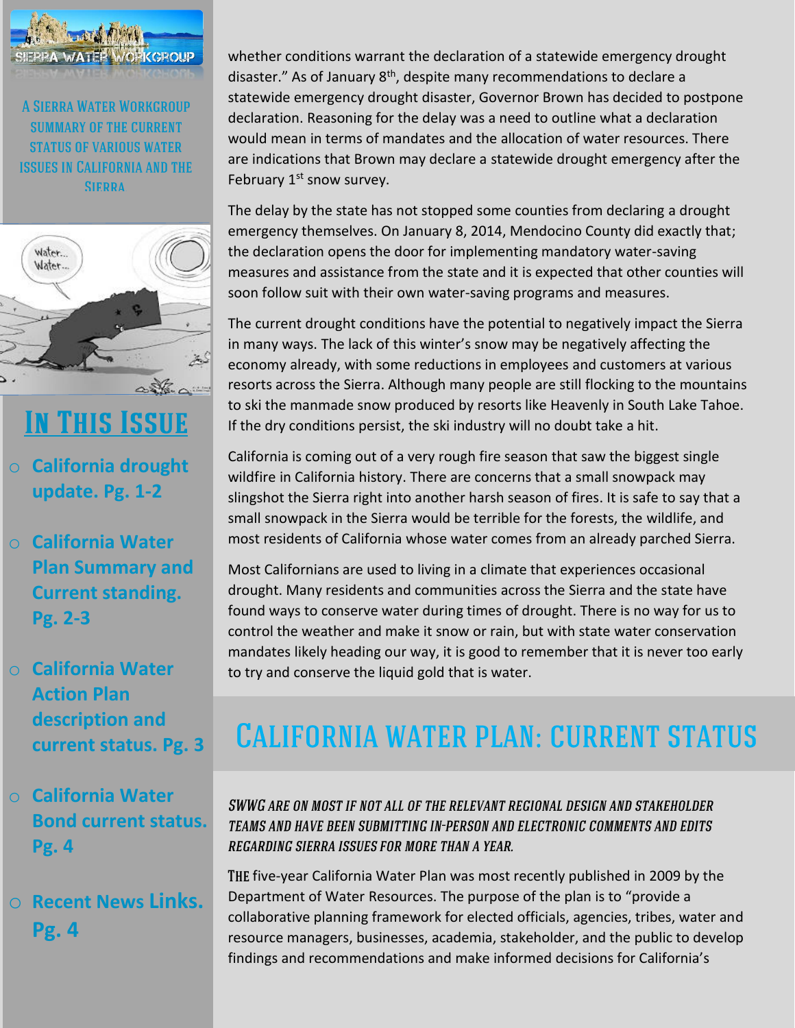A Sierra Water Workgroup summary of the current status of various water issues in California and the Sierra

## In This Issue

- **California drought update. Pg. 1-2**
- **California Water Plan Summary and Current standing. Pg. 2-3**
- **California Water Action Plan description and current status. Pg. 3**
- **California Water Bond current status. Pg. 4**
- **Recent News Links. Pg. 4**

whether conditions warrant the declaration of a statewide emergency drought disaster." As of January 8th, despite many recommendations to declare a statewide emergency drought disaster, Governor Brown has decided to postpone declaration. Reasoning for the delay was a need to outline what a declaration would mean in terms of mandates and the allocation of water resources. There are indications that Brown may declare a statewide drought emergency after the February 1st snow survey.

The delay by the state has not stopped some counties from declaring a drought emergency themselves. On January 8, 2014, Mendocino County did exactly that; the declaration opens the door for implementing mandatory water-saving measures and assistance from the state and it is expected that other counties will soon follow suit with their own water-saving programs and measures.

The current drought conditions have the potential to negatively impact the Sierra in many ways. The lack of this winter's snow may be negatively affecting the economy already, with some reductions in employees and customers at various resorts across the Sierra. Although many people are still flocking to the mountains to ski the manmade snow produced by resorts like Heavenly in South Lake Tahoe. If the dry conditions persist, the ski industry will no doubt take a hit.

California is coming out of a very rough fire season that saw the biggest single wildfire in California history. There are concerns that a small snowpack may slingshot the Sierra right into another harsh season of fires. It is safe to say that a small snowpack in the Sierra would be terrible for the forests, the wildlife, and most residents of California whose water comes from an already parched Sierra.

Most Californians are used to living in a climate that experiences occasional drought. Many residents and communities across the Sierra and the state have found ways to conserve water during times of drought. There is no way for us to control the weather and make it snow or rain, but with state water conservation mandates likely heading our way, it is good to remember that it is never too early to try and conserve the liquid gold that is water.

## California Water Plan: Current Status

*SWWG are on most if not all of the relevant regional design and stakeholder teams and have been submitting in-person and electronic comments and edits regarding Sierra issues for more than a year.*

The five-year California Water Plan was most recently published in 2009 by the Department of Water Resources. The purpose of the plan is to "provide a collaborative planning framework for elected officials, agencies, tribes, water and resource managers, businesses, academia, stakeholder, and the public to develop findings and recommendations and make informed decisions for California's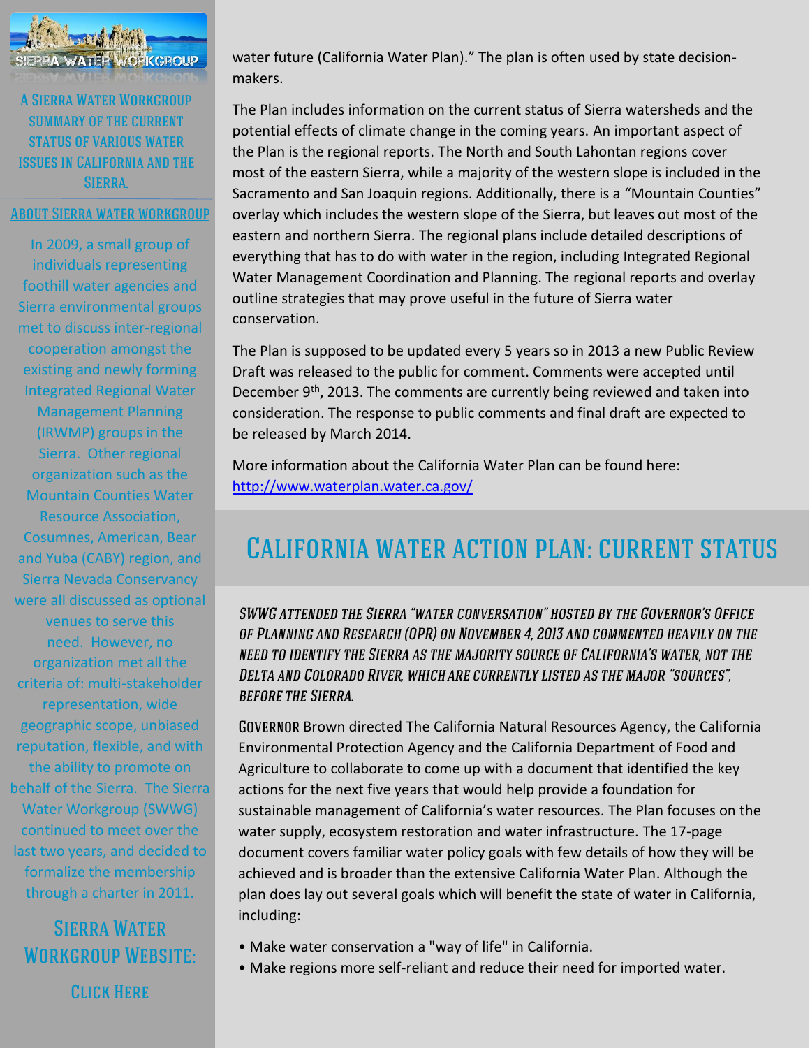A Sierra Water Workgroup summary of the current status of various water issues in California and the Sierra.

## About Sierra water workgroup

In 2009, a small group of individuals representing foothill water agencies and Sierra environmental groups met to discuss inter-regional cooperation amongst the existing and newly forming Integrated Regional Water Management Planning (IRWMP) groups in the Sierra. Other regional organization such as the Mountain Counties Water Resource Association, Cosumnes, American, Bear and Yuba (CABY) region, and Sierra Nevada Conservancy were all discussed as optional venues to serve this need. However, no organization met all the criteria of: multi-stakeholder representation, wide geographic scope, unbiased reputation, flexible, and with the ability to promote on behalf of the Sierra. The Sierra Water Workgroup (SWWG) continued to meet over the last two years, and decided to formalize the membership through a charter in 2011.

### Sierra Water Workgroup Website:

Click Here

water future (California Water Plan)." The plan is often used by state decision-makers.

The Plan includes information on the current status of Sierra watersheds and the potential effects of climate change in the coming years. An important aspect of the Plan is the regional reports. The North and South Lahontan regions cover most of the eastern Sierra, while a majority of the western slope is included in the Sacramento and San Joaquin regions. Additionally, there is a "Mountain Counties" overlay which includes the western slope of the Sierra, but leaves out most of the eastern and northern Sierra. The regional plans include detailed descriptions of everything that has to do with water in the region, including Integrated Regional Water Management Coordination and Planning. The regional reports and overlay outline strategies that may prove useful in the future of Sierra water conservation.

The Plan is supposed to be updated every 5 years so in 2013 a new Public Review Draft was released to the public for comment. Comments were accepted until December 9th, 2013. The comments are currently being reviewed and taken into consideration. The response to public comments and final draft are expected to be released by March 2014.

More information about the California Water Plan can be found here: http://www.waterplan.water.ca.gov/

# California water action plan: current status

*SWWG attended the Sierra "water conversation" hosted by the Governor's Office of Planning and Research (OPR) on November 4, 2013 and commented heavily on the need to identify the Sierra as the majority source of California's water, not the Delta and Colorado River, which are currently listed as the major "sources", before the Sierra.*

Governor Brown directed The California Natural Resources Agency, the California Environmental Protection Agency and the California Department of Food and Agriculture to collaborate to come up with a document that identified the key actions for the next five years that would help provide a foundation for sustainable management of California's water resources. The Plan focuses on the water supply, ecosystem restoration and water infrastructure. The 17-page document covers familiar water policy goals with few details of how they will be achieved and is broader than the extensive California Water Plan. Although the plan does lay out several goals which will benefit the state of water in California, including:

- Make water conservation a "way of life" in California.
- Make regions more self-reliant and reduce their need for imported water.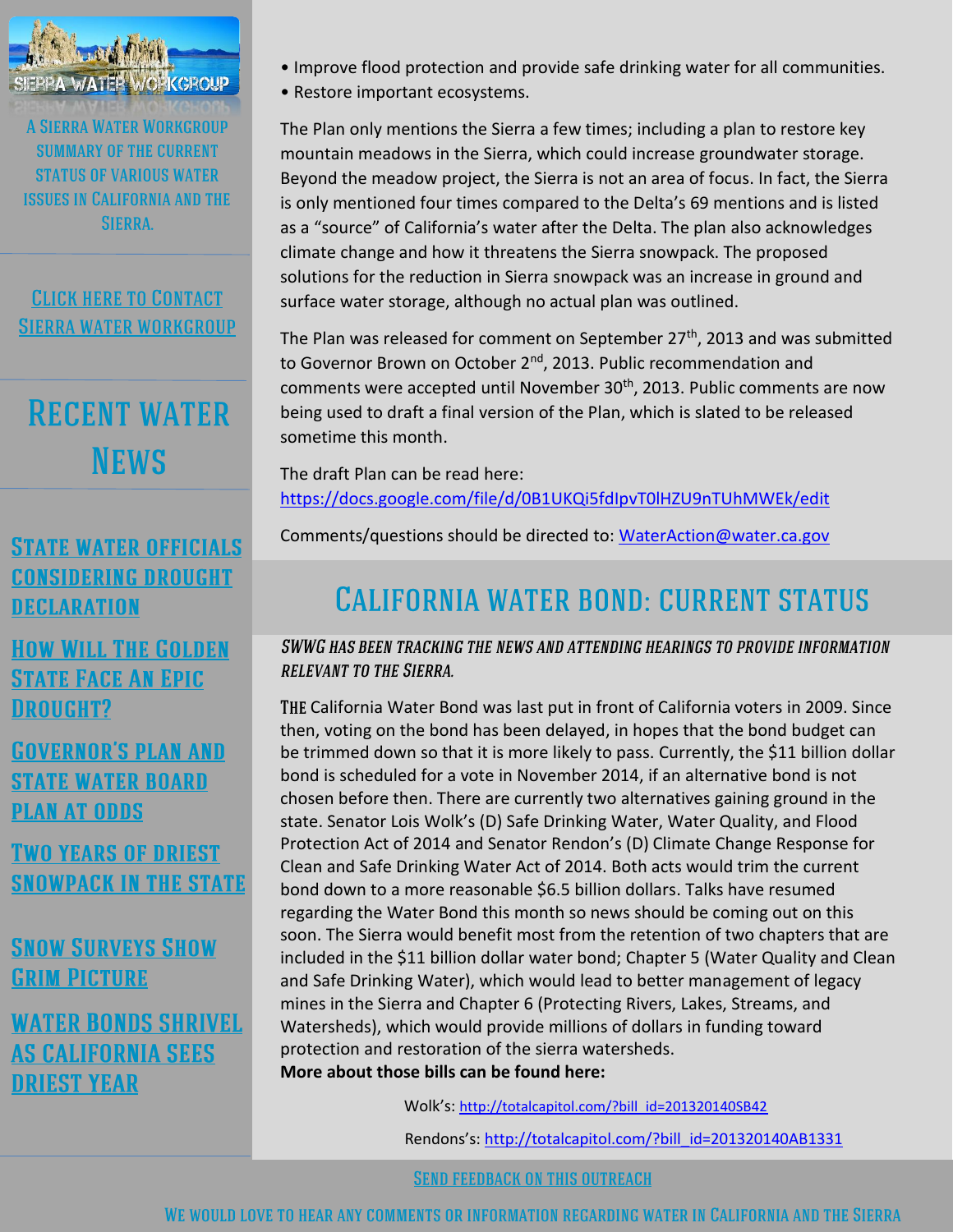SIERRA WATER WORKGROUP

A Sierra Water Workgroup summary of the current status of various water issues in California and the Sierra.

[Click here to Contact Sierra water workgroup]

## Recent Water News

[State Water Officials Considering Drought Declaration]

[How Will The Golden State Face An Epic Drought?]

[Governor's Plan and State Water Board Plan at Odds]

[Two Years of Driest Snowpack in the State]

[Snow Surveys Show Grim Picture]

[Water Bonds Shrivel as California Sees Driest Year]

- Improve flood protection and provide safe drinking water for all communities.
- Restore important ecosystems.

The Plan only mentions the Sierra a few times; including a plan to restore key mountain meadows in the Sierra, which could increase groundwater storage. Beyond the meadow project, the Sierra is not an area of focus. In fact, the Sierra is only mentioned four times compared to the Delta's 69 mentions and is listed as a "source" of California's water after the Delta. The plan also acknowledges climate change and how it threatens the Sierra snowpack. The proposed solutions for the reduction in Sierra snowpack was an increase in ground and surface water storage, although no actual plan was outlined.

The Plan was released for comment on September 27th, 2013 and was submitted to Governor Brown on October 2nd, 2013. Public recommendation and comments were accepted until November 30th, 2013. Public comments are now being used to draft a final version of the Plan, which is slated to be released sometime this month.

The draft Plan can be read here:
https://docs.google.com/file/d/0B1UKQi5fdIpvT0lHZU9nTUhMWEk/edit

Comments/questions should be directed to: WaterAction@water.ca.gov

## California Water Bond: Current Status

*SWWG has been tracking the news and attending hearings to provide information relevant to the Sierra.*

The California Water Bond was last put in front of California voters in 2009. Since then, voting on the bond has been delayed, in hopes that the bond budget can be trimmed down so that it is more likely to pass. Currently, the $11 billion dollar bond is scheduled for a vote in November 2014, if an alternative bond is not chosen before then. There are currently two alternatives gaining ground in the state. Senator Lois Wolk's (D) Safe Drinking Water, Water Quality, and Flood Protection Act of 2014 and Senator Rendon's (D) Climate Change Response for Clean and Safe Drinking Water Act of 2014. Both acts would trim the current bond down to a more reasonable $6.5 billion dollars. Talks have resumed regarding the Water Bond this month so news should be coming out on this soon. The Sierra would benefit most from the retention of two chapters that are included in the $11 billion dollar water bond; Chapter 5 (Water Quality and Clean and Safe Drinking Water), which would lead to better management of legacy mines in the Sierra and Chapter 6 (Protecting Rivers, Lakes, Streams, and Watersheds), which would provide millions of dollars in funding toward protection and restoration of the sierra watersheds.
**More about those bills can be found here:**

Wolk's: http://totalcapitol.com/?bill_id=201320140SB42

Rendons's: http://totalcapitol.com/?bill_id=201320140AB1331

[Send feedback on this outreach]

We would love to hear any comments or information regarding water in California and the Sierra